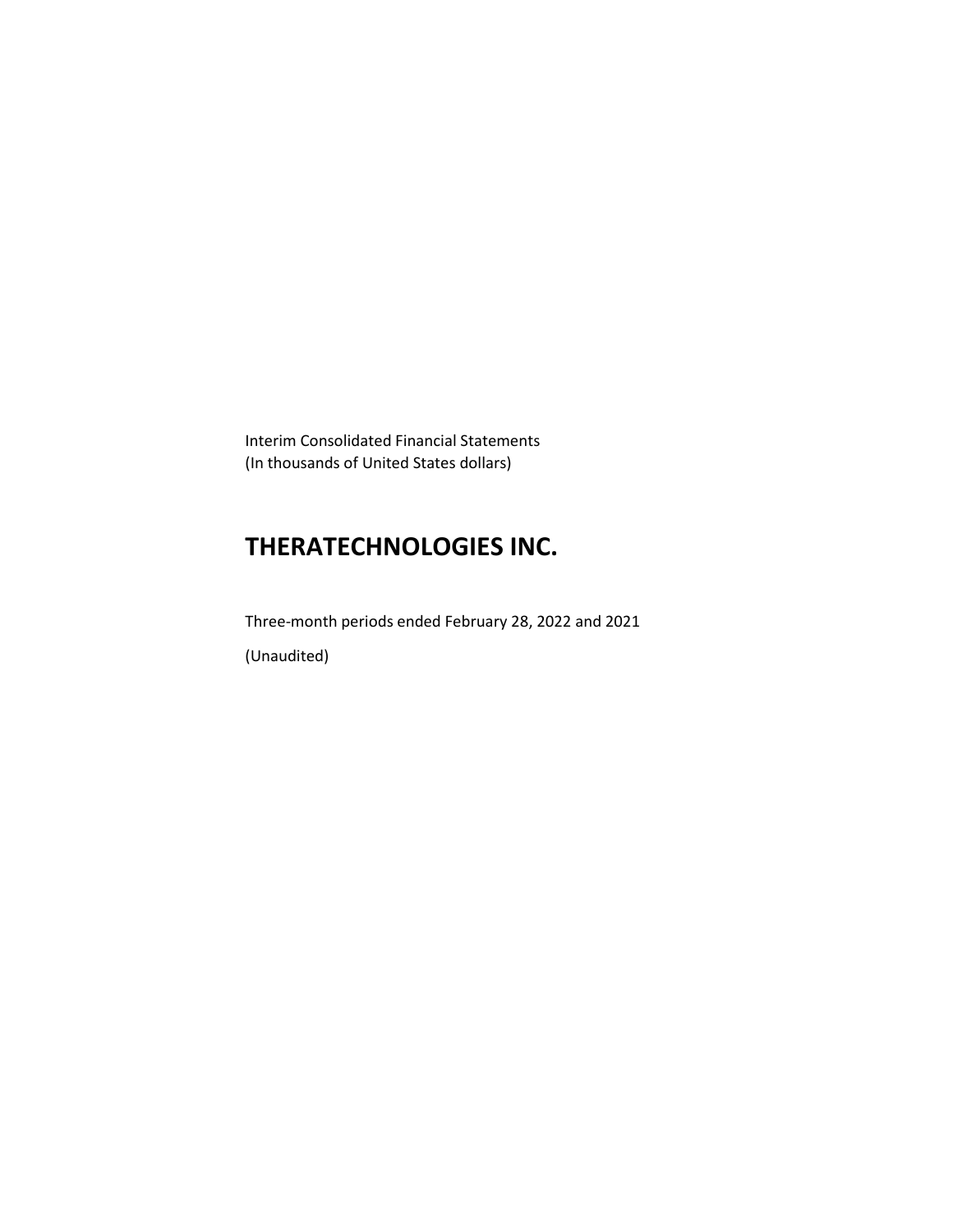Interim Consolidated Financial Statements
(In thousands of United States dollars)

# THERATECHNOLOGIES INC.

Three-month periods ended February 28, 2022 and 2021

(Unaudited)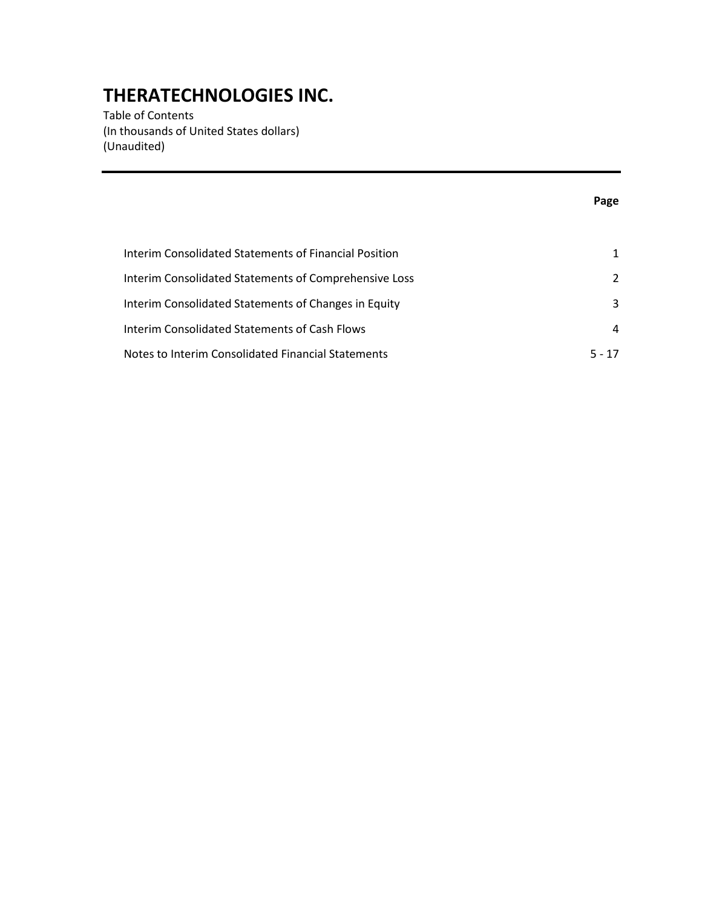# THERATECHNOLOGIES INC.

Table of Contents
(In thousands of United States dollars)
(Unaudited)

| | Page |
|---|---|
| Interim Consolidated Statements of Financial Position | 1 |
| Interim Consolidated Statements of Comprehensive Loss | 2 |
| Interim Consolidated Statements of Changes in Equity | 3 |
| Interim Consolidated Statements of Cash Flows | 4 |
| Notes to Interim Consolidated Financial Statements | 5 - 17 |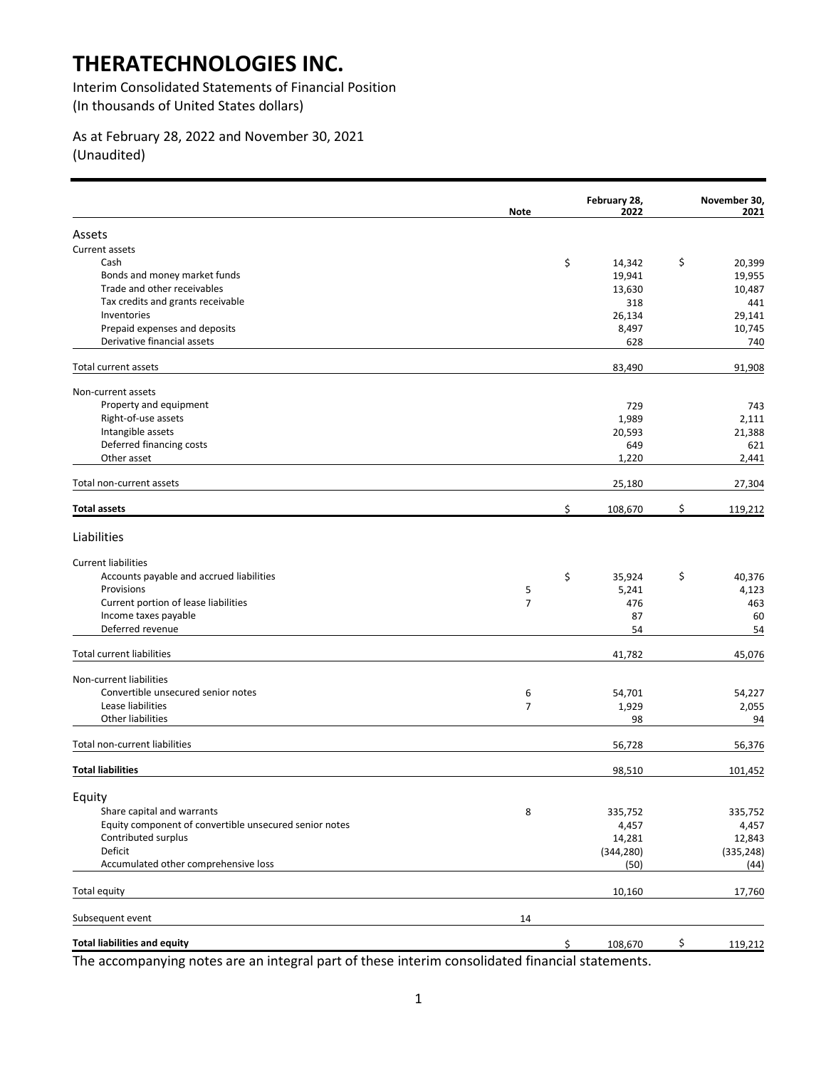# THERATECHNOLOGIES INC.

Interim Consolidated Statements of Financial Position
(In thousands of United States dollars)

As at February 28, 2022 and November 30, 2021
(Unaudited)

| | Note | February 28, 2022 | November 30, 2021 |
|---|---|---|---|
| **Assets** | | | |
| Current assets | | | |
| Cash | | $ 14,342 | $ 20,399 |
| Bonds and money market funds | | 19,941 | 19,955 |
| Trade and other receivables | | 13,630 | 10,487 |
| Tax credits and grants receivable | | 318 | 441 |
| Inventories | | 26,134 | 29,141 |
| Prepaid expenses and deposits | | 8,497 | 10,745 |
| Derivative financial assets | | 628 | 740 |
| Total current assets | | 83,490 | 91,908 |
| Non-current assets | | | |
| Property and equipment | | 729 | 743 |
| Right-of-use assets | | 1,989 | 2,111 |
| Intangible assets | | 20,593 | 21,388 |
| Deferred financing costs | | 649 | 621 |
| Other asset | | 1,220 | 2,441 |
| Total non-current assets | | 25,180 | 27,304 |
| **Total assets** | | $ 108,670 | $ 119,212 |
| **Liabilities** | | | |
| Current liabilities | | | |
| Accounts payable and accrued liabilities | | $ 35,924 | $ 40,376 |
| Provisions | 5 | 5,241 | 4,123 |
| Current portion of lease liabilities | 7 | 476 | 463 |
| Income taxes payable | | 87 | 60 |
| Deferred revenue | | 54 | 54 |
| Total current liabilities | | 41,782 | 45,076 |
| Non-current liabilities | | | |
| Convertible unsecured senior notes | 6 | 54,701 | 54,227 |
| Lease liabilities | 7 | 1,929 | 2,055 |
| Other liabilities | | 98 | 94 |
| Total non-current liabilities | | 56,728 | 56,376 |
| **Total liabilities** | | 98,510 | 101,452 |
| **Equity** | | | |
| Share capital and warrants | 8 | 335,752 | 335,752 |
| Equity component of convertible unsecured senior notes | | 4,457 | 4,457 |
| Contributed surplus | | 14,281 | 12,843 |
| Deficit | | (344,280) | (335,248) |
| Accumulated other comprehensive loss | | (50) | (44) |
| Total equity | | 10,160 | 17,760 |
| Subsequent event | 14 | | |
| **Total liabilities and equity** | | $ 108,670 | $ 119,212 |

The accompanying notes are an integral part of these interim consolidated financial statements.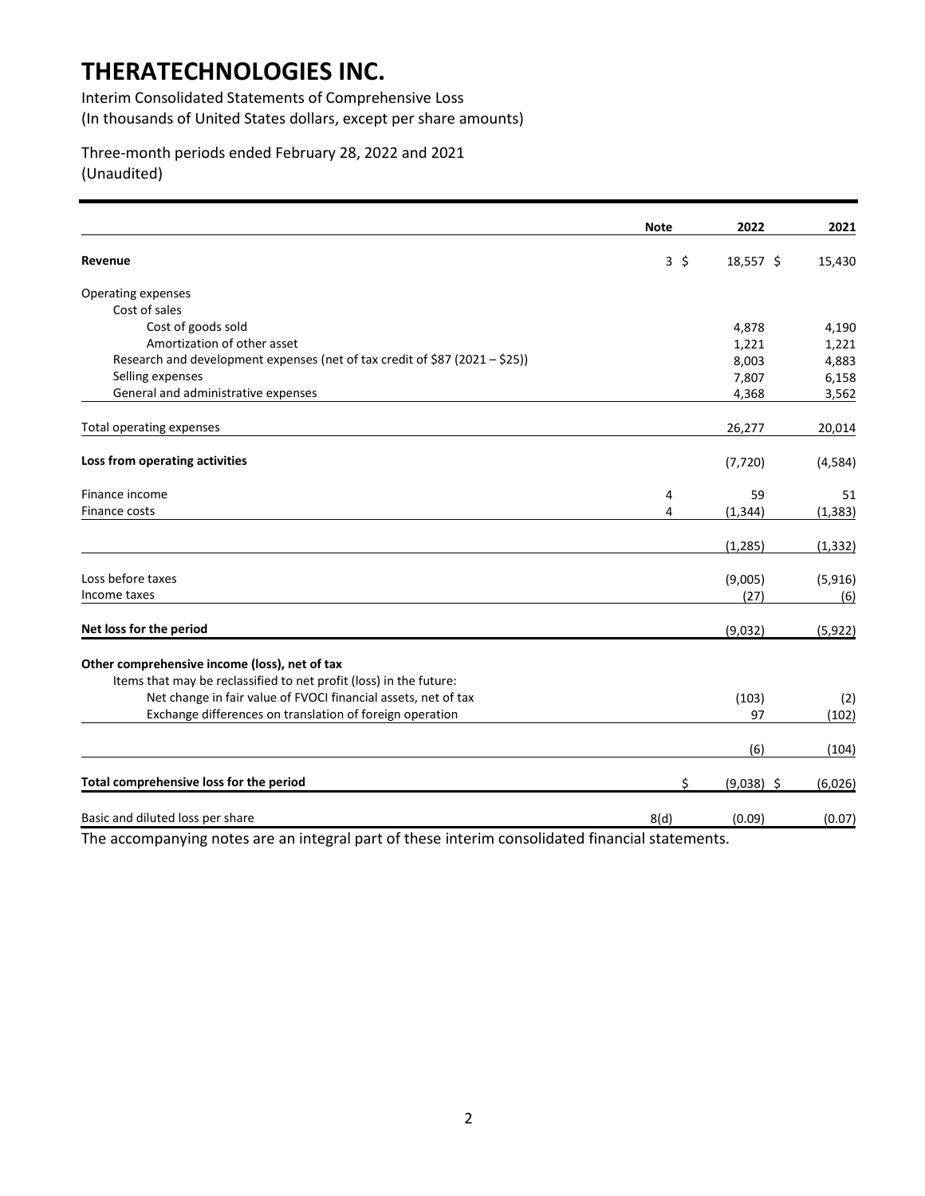# THERATECHNOLOGIES INC.

Interim Consolidated Statements of Comprehensive Loss
(In thousands of United States dollars, except per share amounts)

Three-month periods ended February 28, 2022 and 2021
(Unaudited)

| | Note | 2022 | 2021 |
|---|---|---|---|
| **Revenue** | 3 | $ 18,557 | $ 15,430 |
| Operating expenses | | | |
| Cost of sales | | | |
| Cost of goods sold | | 4,878 | 4,190 |
| Amortization of other asset | | 1,221 | 1,221 |
| Research and development expenses (net of tax credit of $87 (2021 – $25)) | | 8,003 | 4,883 |
| Selling expenses | | 7,807 | 6,158 |
| General and administrative expenses | | 4,368 | 3,562 |
| Total operating expenses | | 26,277 | 20,014 |
| **Loss from operating activities** | | (7,720) | (4,584) |
| Finance income | 4 | 59 | 51 |
| Finance costs | 4 | (1,344) | (1,383) |
| | | (1,285) | (1,332) |
| Loss before taxes | | (9,005) | (5,916) |
| Income taxes | | (27) | (6) |
| **Net loss for the period** | | (9,032) | (5,922) |
| **Other comprehensive income (loss), net of tax** | | | |
| Items that may be reclassified to net profit (loss) in the future: | | | |
| Net change in fair value of FVOCI financial assets, net of tax | | (103) | (2) |
| Exchange differences on translation of foreign operation | | 97 | (102) |
| | | (6) | (104) |
| **Total comprehensive loss for the period** | | $ (9,038) | $ (6,026) |
| Basic and diluted loss per share | 8(d) | (0.09) | (0.07) |

The accompanying notes are an integral part of these interim consolidated financial statements.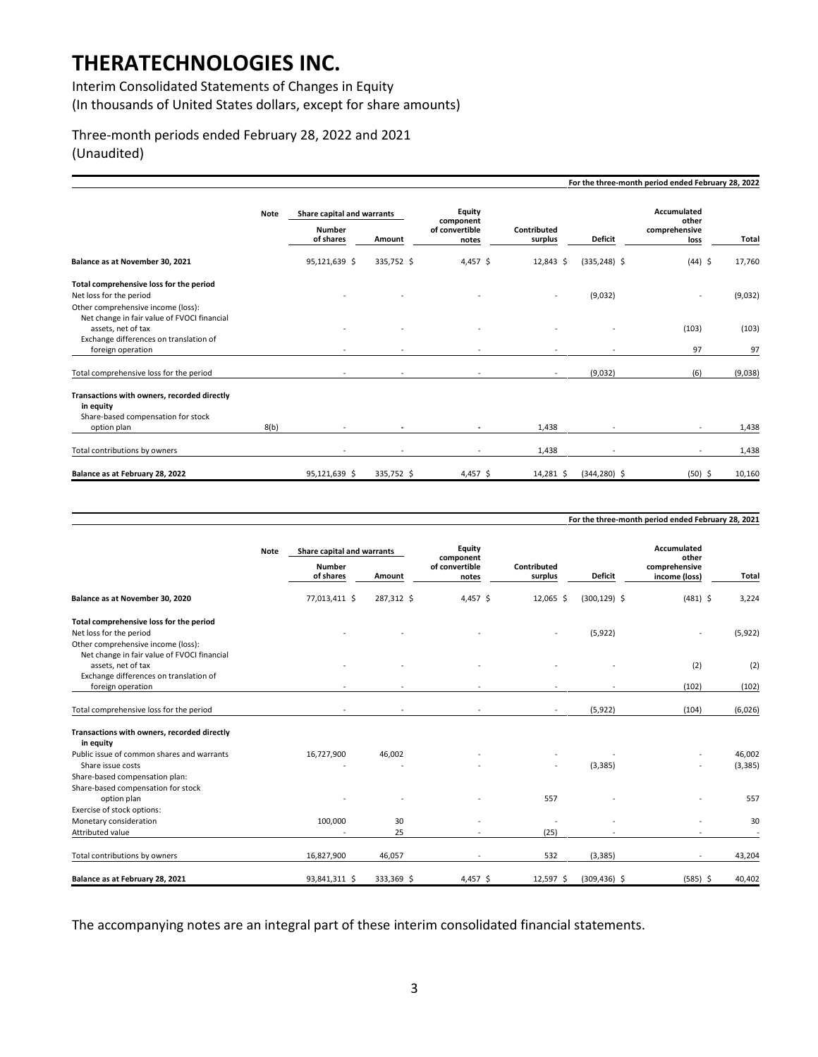# THERATECHNOLOGIES INC.

Interim Consolidated Statements of Changes in Equity
(In thousands of United States dollars, except for share amounts)

Three-month periods ended February 28, 2022 and 2021
(Unaudited)

For the three-month period ended February 28, 2022

| | Note | Share capital and warrants | | Equity component of convertible notes | Contributed surplus | Deficit | Accumulated other comprehensive loss | Total |
|---|---|---|---|---|---|---|---|---|
| | | Number of shares | Amount | | | | | |
| **Balance as at November 30, 2021** | | 95,121,639 $ | 335,752 $ | 4,457 $ | 12,843 $ | (335,248) $ | (44) $ | 17,760 |
| **Total comprehensive loss for the period** | | | | | | | | |
| Net loss for the period | | - | - | - | - | (9,032) | - | (9,032) |
| Other comprehensive income (loss): | | | | | | | | |
| Net change in fair value of FVOCI financial assets, net of tax | | - | - | - | - | - | (103) | (103) |
| Exchange differences on translation of foreign operation | | - | - | - | - | - | 97 | 97 |
| Total comprehensive loss for the period | | - | - | - | - | (9,032) | (6) | (9,038) |
| **Transactions with owners, recorded directly in equity** | | | | | | | | |
| Share-based compensation for stock option plan | 8(b) | - | - | - | 1,438 | - | - | 1,438 |
| Total contributions by owners | | - | - | - | 1,438 | - | - | 1,438 |
| **Balance as at February 28, 2022** | | 95,121,639 $ | 335,752 $ | 4,457 $ | 14,281 $ | (344,280) $ | (50) $ | 10,160 |

For the three-month period ended February 28, 2021

| | Note | Share capital and warrants | | Equity component of convertible notes | Contributed surplus | Deficit | Accumulated other comprehensive income (loss) | Total |
|---|---|---|---|---|---|---|---|---|
| | | Number of shares | Amount | | | | | |
| **Balance as at November 30, 2020** | | 77,013,411 $ | 287,312 $ | 4,457 $ | 12,065 $ | (300,129) $ | (481) $ | 3,224 |
| **Total comprehensive loss for the period** | | | | | | | | |
| Net loss for the period | | - | - | - | - | (5,922) | - | (5,922) |
| Other comprehensive income (loss): | | | | | | | | |
| Net change in fair value of FVOCI financial assets, net of tax | | - | - | - | - | - | (2) | (2) |
| Exchange differences on translation of foreign operation | | - | - | - | - | - | (102) | (102) |
| Total comprehensive loss for the period | | - | - | - | - | (5,922) | (104) | (6,026) |
| **Transactions with owners, recorded directly in equity** | | | | | | | | |
| Public issue of common shares and warrants | | 16,727,900 | 46,002 | - | - | - | - | 46,002 |
| Share issue costs | | - | - | - | - | (3,385) | - | (3,385) |
| Share-based compensation plan: | | | | | | | | |
| Share-based compensation for stock option plan | | - | - | - | 557 | - | - | 557 |
| Exercise of stock options: | | | | | | | | |
| Monetary consideration | | 100,000 | 30 | - | - | - | - | 30 |
| Attributed value | | - | 25 | - | (25) | - | - | - |
| Total contributions by owners | | 16,827,900 | 46,057 | - | 532 | (3,385) | - | 43,204 |
| **Balance as at February 28, 2021** | | 93,841,311 $ | 333,369 $ | 4,457 $ | 12,597 $ | (309,436) $ | (585) $ | 40,402 |

The accompanying notes are an integral part of these interim consolidated financial statements.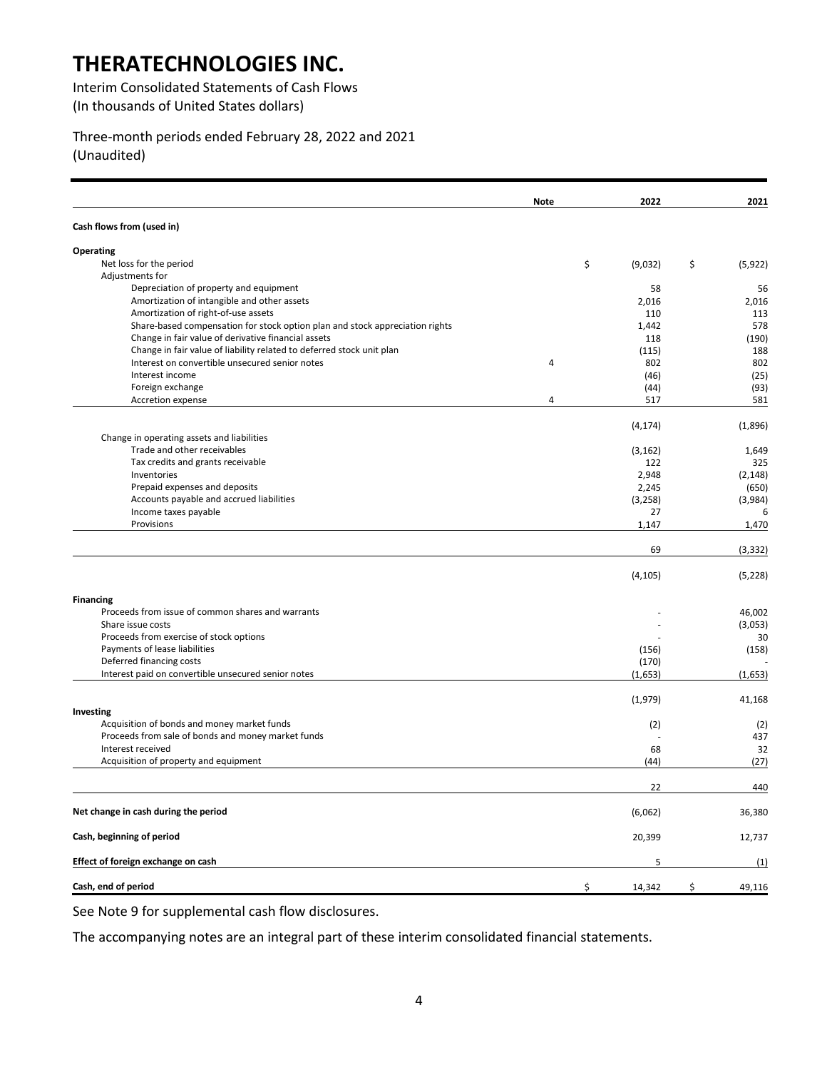# THERATECHNOLOGIES INC.

Interim Consolidated Statements of Cash Flows
(In thousands of United States dollars)

Three-month periods ended February 28, 2022 and 2021
(Unaudited)

| | Note | 2022 | 2021 |
|---|---|---|---|
| **Cash flows from (used in)** | | | |
| **Operating** | | | |
| Net loss for the period | | $ (9,032) | $ (5,922) |
| Adjustments for | | | |
| Depreciation of property and equipment | | 58 | 56 |
| Amortization of intangible and other assets | | 2,016 | 2,016 |
| Amortization of right-of-use assets | | 110 | 113 |
| Share-based compensation for stock option plan and stock appreciation rights | | 1,442 | 578 |
| Change in fair value of derivative financial assets | | 118 | (190) |
| Change in fair value of liability related to deferred stock unit plan | | (115) | 188 |
| Interest on convertible unsecured senior notes | 4 | 802 | 802 |
| Interest income | | (46) | (25) |
| Foreign exchange | | (44) | (93) |
| Accretion expense | 4 | 517 | 581 |
| | | (4,174) | (1,896) |
| Change in operating assets and liabilities | | | |
| Trade and other receivables | | (3,162) | 1,649 |
| Tax credits and grants receivable | | 122 | 325 |
| Inventories | | 2,948 | (2,148) |
| Prepaid expenses and deposits | | 2,245 | (650) |
| Accounts payable and accrued liabilities | | (3,258) | (3,984) |
| Income taxes payable | | 27 | 6 |
| Provisions | | 1,147 | 1,470 |
| | | 69 | (3,332) |
| | | (4,105) | (5,228) |
| **Financing** | | | |
| Proceeds from issue of common shares and warrants | | - | 46,002 |
| Share issue costs | | - | (3,053) |
| Proceeds from exercise of stock options | | - | 30 |
| Payments of lease liabilities | | (156) | (158) |
| Deferred financing costs | | (170) | - |
| Interest paid on convertible unsecured senior notes | | (1,653) | (1,653) |
| | | (1,979) | 41,168 |
| **Investing** | | | |
| Acquisition of bonds and money market funds | | (2) | (2) |
| Proceeds from sale of bonds and money market funds | | - | 437 |
| Interest received | | 68 | 32 |
| Acquisition of property and equipment | | (44) | (27) |
| | | 22 | 440 |
| **Net change in cash during the period** | | (6,062) | 36,380 |
| **Cash, beginning of period** | | 20,399 | 12,737 |
| **Effect of foreign exchange on cash** | | 5 | (1) |
| **Cash, end of period** | | $ 14,342 | $ 49,116 |

See Note 9 for supplemental cash flow disclosures.

The accompanying notes are an integral part of these interim consolidated financial statements.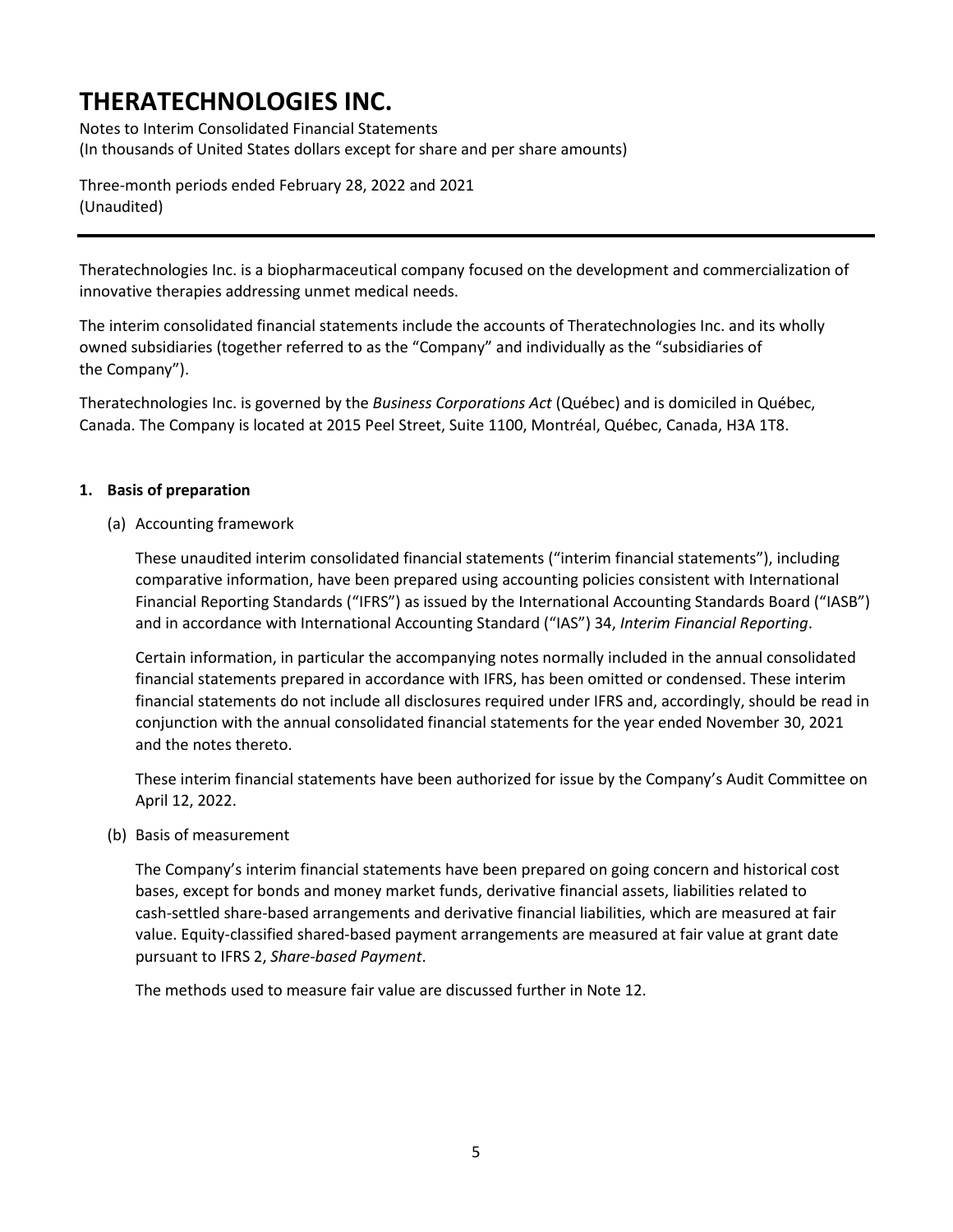# THERATECHNOLOGIES INC.

Notes to Interim Consolidated Financial Statements
(In thousands of United States dollars except for share and per share amounts)

Three-month periods ended February 28, 2022 and 2021
(Unaudited)

---

Theratechnologies Inc. is a biopharmaceutical company focused on the development and commercialization of innovative therapies addressing unmet medical needs.

The interim consolidated financial statements include the accounts of Theratechnologies Inc. and its wholly owned subsidiaries (together referred to as the "Company" and individually as the "subsidiaries of the Company").

Theratechnologies Inc. is governed by the *Business Corporations Act* (Québec) and is domiciled in Québec, Canada. The Company is located at 2015 Peel Street, Suite 1100, Montréal, Québec, Canada, H3A 1T8.

**1. Basis of preparation**

(a) Accounting framework

These unaudited interim consolidated financial statements ("interim financial statements"), including comparative information, have been prepared using accounting policies consistent with International Financial Reporting Standards ("IFRS") as issued by the International Accounting Standards Board ("IASB") and in accordance with International Accounting Standard ("IAS") 34, *Interim Financial Reporting*.

Certain information, in particular the accompanying notes normally included in the annual consolidated financial statements prepared in accordance with IFRS, has been omitted or condensed. These interim financial statements do not include all disclosures required under IFRS and, accordingly, should be read in conjunction with the annual consolidated financial statements for the year ended November 30, 2021 and the notes thereto.

These interim financial statements have been authorized for issue by the Company's Audit Committee on April 12, 2022.

(b) Basis of measurement

The Company's interim financial statements have been prepared on going concern and historical cost bases, except for bonds and money market funds, derivative financial assets, liabilities related to cash-settled share-based arrangements and derivative financial liabilities, which are measured at fair value. Equity-classified shared-based payment arrangements are measured at fair value at grant date pursuant to IFRS 2, *Share-based Payment*.

The methods used to measure fair value are discussed further in Note 12.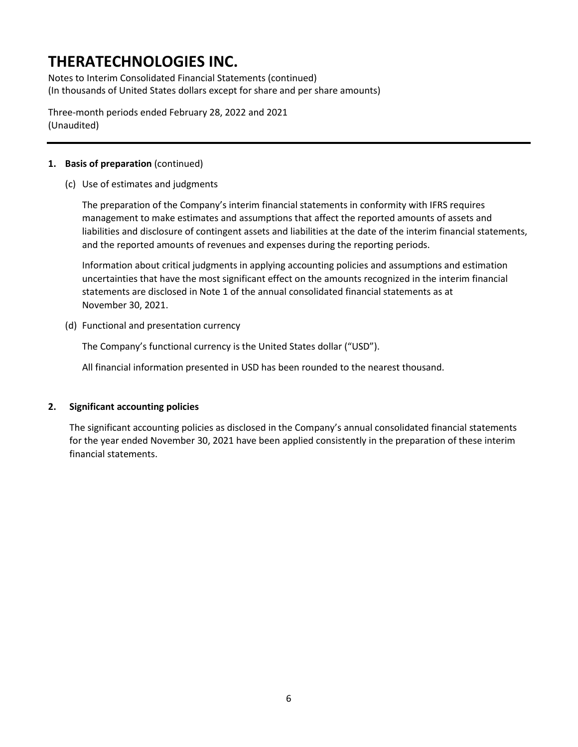**1. Basis of preparation** (continued)

(c) Use of estimates and judgments

The preparation of the Company's interim financial statements in conformity with IFRS requires management to make estimates and assumptions that affect the reported amounts of assets and liabilities and disclosure of contingent assets and liabilities at the date of the interim financial statements, and the reported amounts of revenues and expenses during the reporting periods.

Information about critical judgments in applying accounting policies and assumptions and estimation uncertainties that have the most significant effect on the amounts recognized in the interim financial statements are disclosed in Note 1 of the annual consolidated financial statements as at November 30, 2021.

(d) Functional and presentation currency

The Company's functional currency is the United States dollar ("USD").

All financial information presented in USD has been rounded to the nearest thousand.

**2. Significant accounting policies**

The significant accounting policies as disclosed in the Company's annual consolidated financial statements for the year ended November 30, 2021 have been applied consistently in the preparation of these interim financial statements.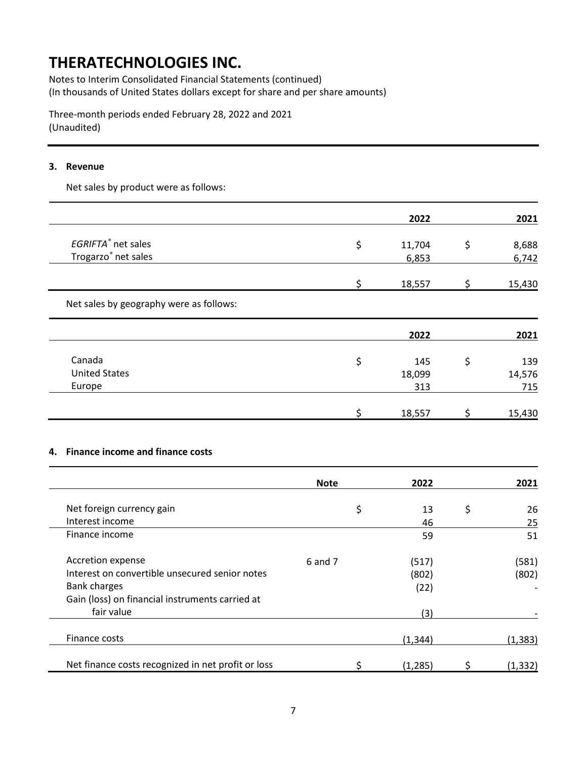# THERATECHNOLOGIES INC.

Notes to Interim Consolidated Financial Statements (continued)
(In thousands of United States dollars except for share and per share amounts)

Three-month periods ended February 28, 2022 and 2021
(Unaudited)

### 3. Revenue

Net sales by product were as follows:

| | | 2022 | | 2021 |
|---|---|---|---|---|
| *EGRIFTA®* net sales | $ | 11,704 | $ | 8,688 |
| Trogarzo® net sales | | 6,853 | | 6,742 |
| | $ | 18,557 | $ | 15,430 |

Net sales by geography were as follows:

| | | 2022 | | 2021 |
|---|---|---|---|---|
| Canada | $ | 145 | $ | 139 |
| United States | | 18,099 | | 14,576 |
| Europe | | 313 | | 715 |
| | $ | 18,557 | $ | 15,430 |

### 4. Finance income and finance costs

| | Note | | 2022 | | 2021 |
|---|---|---|---|---|---|
| Net foreign currency gain | | $ | 13 | $ | 26 |
| Interest income | | | 46 | | 25 |
| Finance income | | | 59 | | 51 |
| Accretion expense | 6 and 7 | | (517) | | (581) |
| Interest on convertible unsecured senior notes | | | (802) | | (802) |
| Bank charges | | | (22) | | - |
| Gain (loss) on financial instruments carried at fair value | | | (3) | | - |
| Finance costs | | | (1,344) | | (1,383) |
| Net finance costs recognized in net profit or loss | | $ | (1,285) | $ | (1,332) |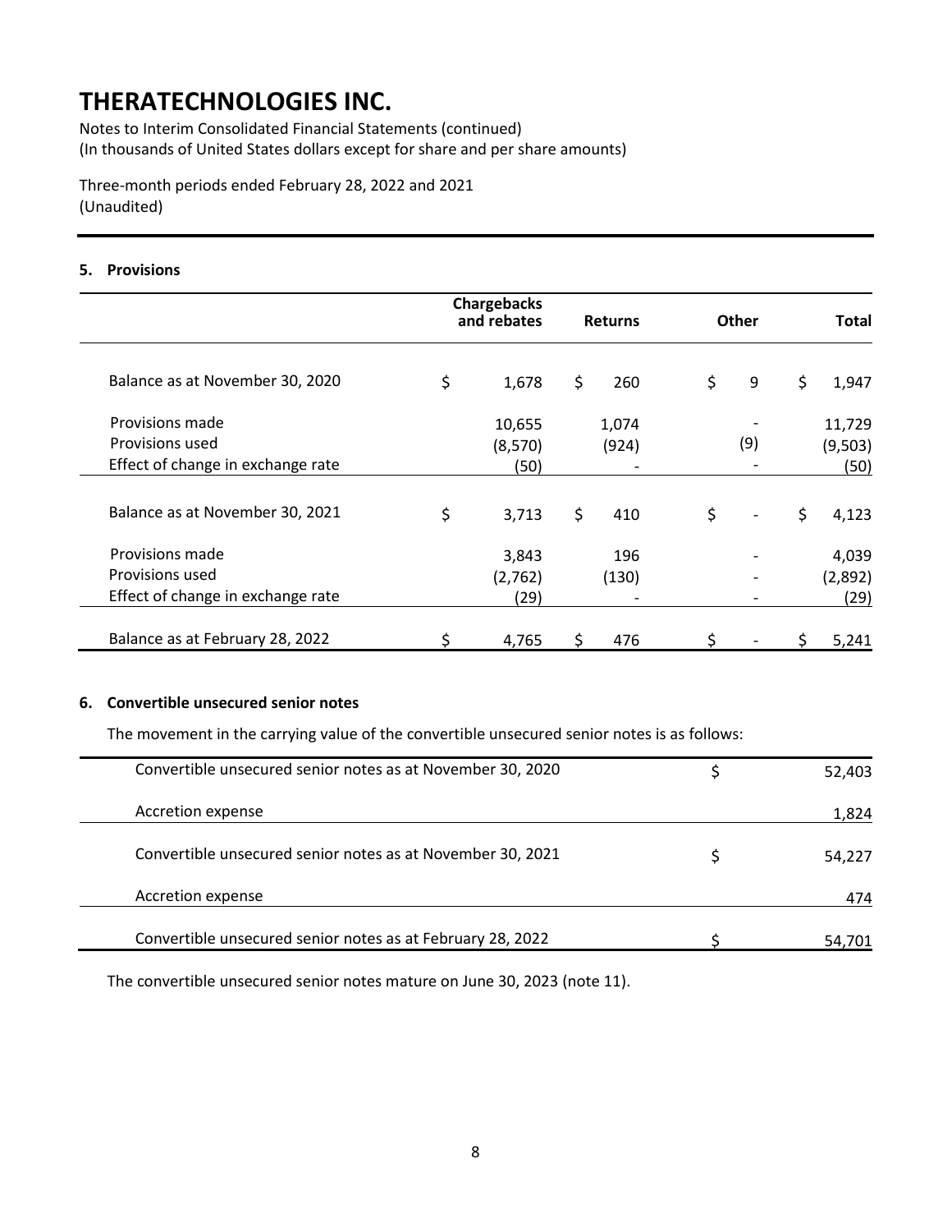# THERATECHNOLOGIES INC.

Notes to Interim Consolidated Financial Statements (continued)
(In thousands of United States dollars except for share and per share amounts)

Three-month periods ended February 28, 2022 and 2021
(Unaudited)

## 5. Provisions

| | Chargebacks and rebates | Returns | Other | Total |
|---|---|---|---|---|
| Balance as at November 30, 2020 | $ 1,678 | $ 260 | $ 9 | $ 1,947 |
| Provisions made | 10,655 | 1,074 | - | 11,729 |
| Provisions used | (8,570) | (924) | (9) | (9,503) |
| Effect of change in exchange rate | (50) | - | - | (50) |
| Balance as at November 30, 2021 | $ 3,713 | $ 410 | $ - | $ 4,123 |
| Provisions made | 3,843 | 196 | - | 4,039 |
| Provisions used | (2,762) | (130) | - | (2,892) |
| Effect of change in exchange rate | (29) | - | - | (29) |
| Balance as at February 28, 2022 | $ 4,765 | $ 476 | $ - | $ 5,241 |

## 6. Convertible unsecured senior notes

The movement in the carrying value of the convertible unsecured senior notes is as follows:

| | |
|---|---|
| Convertible unsecured senior notes as at November 30, 2020 | $ 52,403 |
| Accretion expense | 1,824 |
| Convertible unsecured senior notes as at November 30, 2021 | $ 54,227 |
| Accretion expense | 474 |
| Convertible unsecured senior notes as at February 28, 2022 | $ 54,701 |

The convertible unsecured senior notes mature on June 30, 2023 (note 11).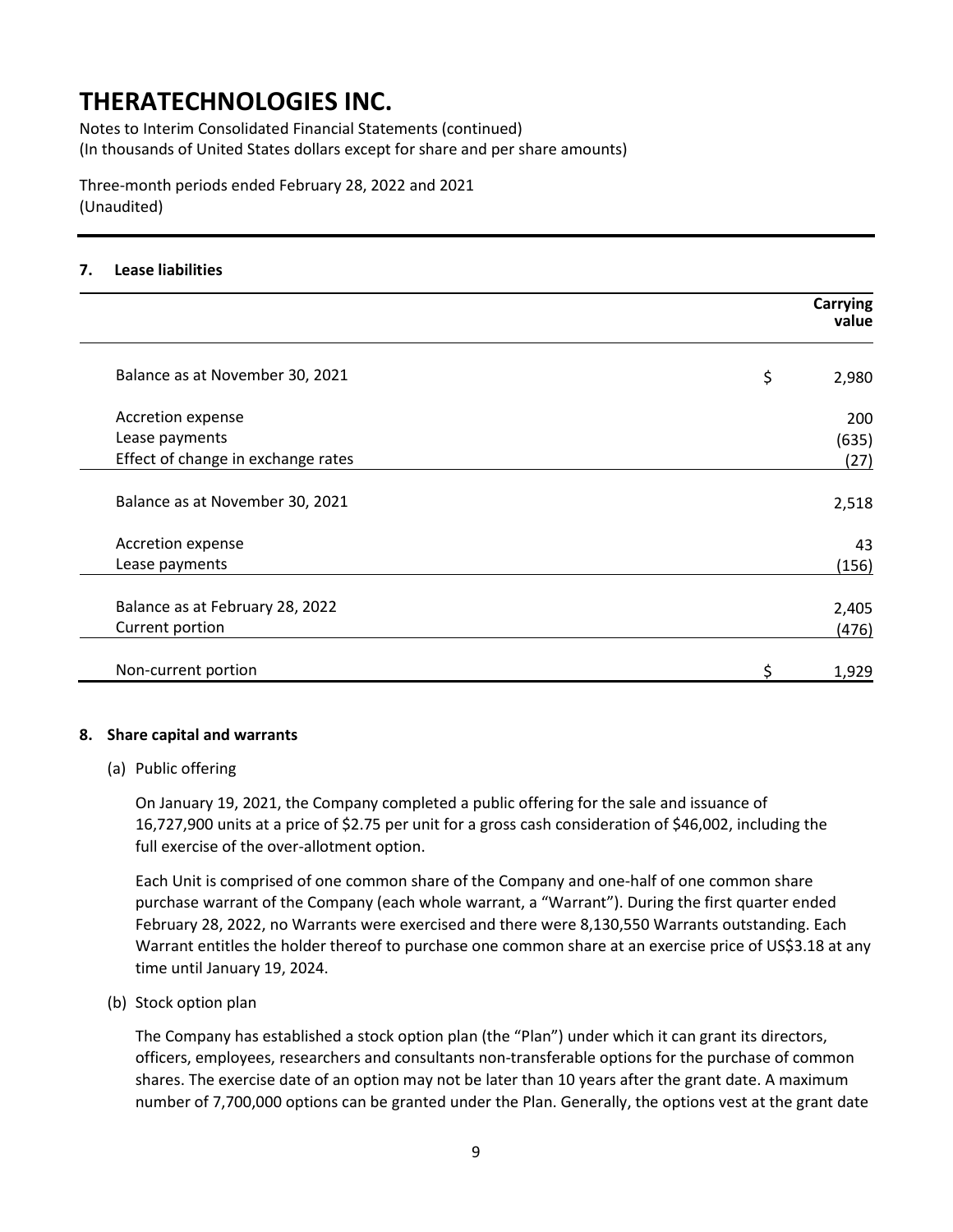# THERATECHNOLOGIES INC.

Notes to Interim Consolidated Financial Statements (continued)
(In thousands of United States dollars except for share and per share amounts)

Three-month periods ended February 28, 2022 and 2021
(Unaudited)

## 7. Lease liabilities

| | | Carrying value |
|---|---|---|
| Balance as at November 30, 2021 | $ | 2,980 |
| Accretion expense | | 200 |
| Lease payments | | (635) |
| Effect of change in exchange rates | | (27) |
| Balance as at November 30, 2021 | | 2,518 |
| Accretion expense | | 43 |
| Lease payments | | (156) |
| Balance as at February 28, 2022 | | 2,405 |
| Current portion | | (476) |
| Non-current portion | $ | 1,929 |

## 8. Share capital and warrants

(a) Public offering

On January 19, 2021, the Company completed a public offering for the sale and issuance of 16,727,900 units at a price of $2.75 per unit for a gross cash consideration of $46,002, including the full exercise of the over-allotment option.

Each Unit is comprised of one common share of the Company and one-half of one common share purchase warrant of the Company (each whole warrant, a "Warrant"). During the first quarter ended February 28, 2022, no Warrants were exercised and there were 8,130,550 Warrants outstanding. Each Warrant entitles the holder thereof to purchase one common share at an exercise price of US$3.18 at any time until January 19, 2024.

(b) Stock option plan

The Company has established a stock option plan (the "Plan") under which it can grant its directors, officers, employees, researchers and consultants non-transferable options for the purchase of common shares. The exercise date of an option may not be later than 10 years after the grant date. A maximum number of 7,700,000 options can be granted under the Plan. Generally, the options vest at the grant date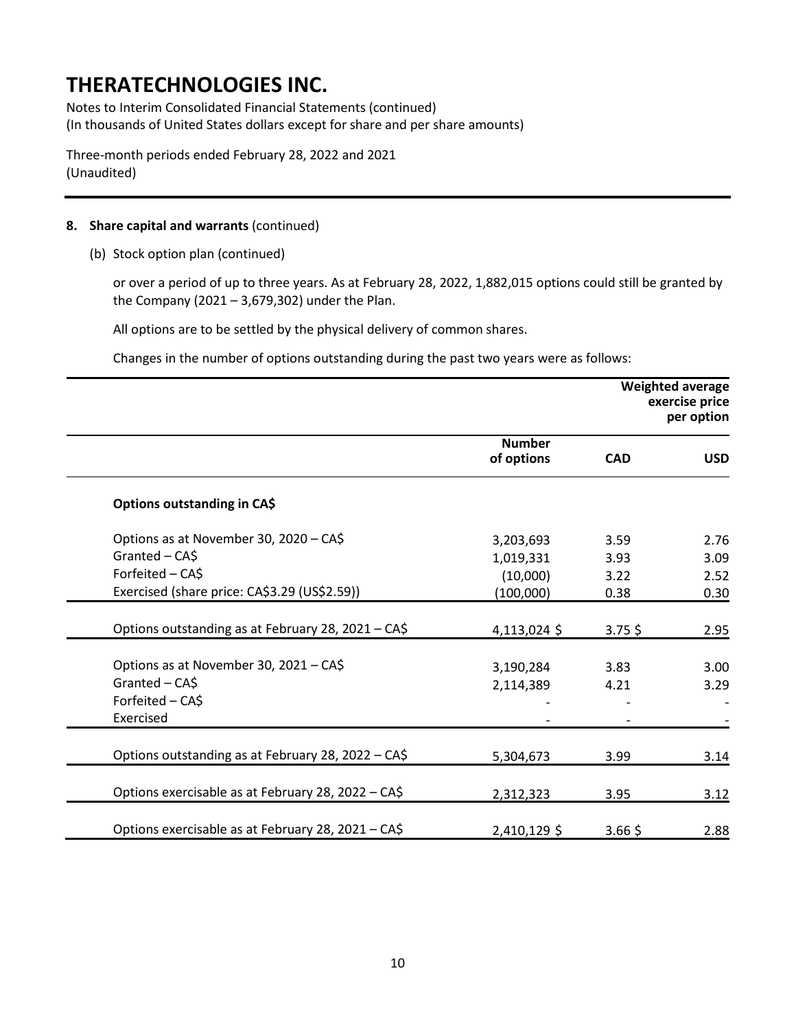# THERATECHNOLOGIES INC.

Notes to Interim Consolidated Financial Statements (continued)
(In thousands of United States dollars except for share and per share amounts)

Three-month periods ended February 28, 2022 and 2021
(Unaudited)

**8. Share capital and warrants** (continued)

(b) Stock option plan (continued)

or over a period of up to three years. As at February 28, 2022, 1,882,015 options could still be granted by the Company (2021 – 3,679,302) under the Plan.

All options are to be settled by the physical delivery of common shares.

Changes in the number of options outstanding during the past two years were as follows:

| | | **Weighted average exercise price per option** | |
|---|---|---|---|
| | **Number of options** | **CAD** | **USD** |
| **Options outstanding in CA$** | | | |
| Options as at November 30, 2020 – CA$ | 3,203,693 | 3.59 | 2.76 |
| Granted – CA$ | 1,019,331 | 3.93 | 3.09 |
| Forfeited – CA$ | (10,000) | 3.22 | 2.52 |
| Exercised (share price: CA$3.29 (US$2.59)) | (100,000) | 0.38 | 0.30 |
| Options outstanding as at February 28, 2021 – CA$ | 4,113,024 $ | 3.75 $ | 2.95 |
| Options as at November 30, 2021 – CA$ | 3,190,284 | 3.83 | 3.00 |
| Granted – CA$ | 2,114,389 | 4.21 | 3.29 |
| Forfeited – CA$ | - | - | - |
| Exercised | - | - | - |
| Options outstanding as at February 28, 2022 – CA$ | 5,304,673 | 3.99 | 3.14 |
| Options exercisable as at February 28, 2022 – CA$ | 2,312,323 | 3.95 | 3.12 |
| Options exercisable as at February 28, 2021 – CA$ | 2,410,129 $ | 3.66 $ | 2.88 |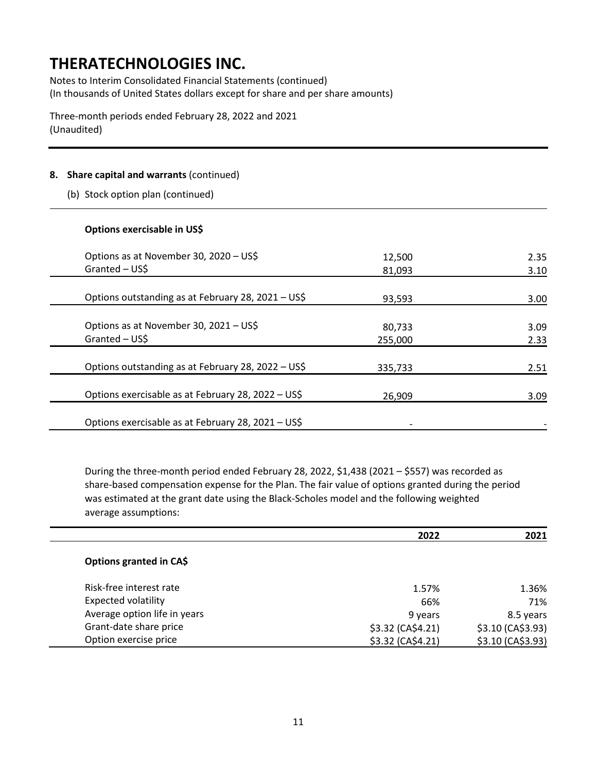# THERATECHNOLOGIES INC.

Notes to Interim Consolidated Financial Statements (continued)
(In thousands of United States dollars except for share and per share amounts)

Three-month periods ended February 28, 2022 and 2021
(Unaudited)

**8. Share capital and warrants** (continued)

(b) Stock option plan (continued)

**Options exercisable in US$**

| | | |
|---|---|---|
| Options as at November 30, 2020 – US$ | 12,500 | 2.35 |
| Granted – US$ | 81,093 | 3.10 |
| Options outstanding as at February 28, 2021 – US$ | 93,593 | 3.00 |
| Options as at November 30, 2021 – US$ | 80,733 | 3.09 |
| Granted – US$ | 255,000 | 2.33 |
| Options outstanding as at February 28, 2022 – US$ | 335,733 | 2.51 |
| Options exercisable as at February 28, 2022 – US$ | 26,909 | 3.09 |
| Options exercisable as at February 28, 2021 – US$ | - | - |

During the three-month period ended February 28, 2022, $1,438 (2021 – $557) was recorded as share-based compensation expense for the Plan. The fair value of options granted during the period was estimated at the grant date using the Black-Scholes model and the following weighted average assumptions:

| | 2022 | 2021 |
|---|---|---|
| **Options granted in CA$** | | |
| Risk-free interest rate | 1.57% | 1.36% |
| Expected volatility | 66% | 71% |
| Average option life in years | 9 years | 8.5 years |
| Grant-date share price | $3.32 (CA$4.21) | $3.10 (CA$3.93) |
| Option exercise price | $3.32 (CA$4.21) | $3.10 (CA$3.93) |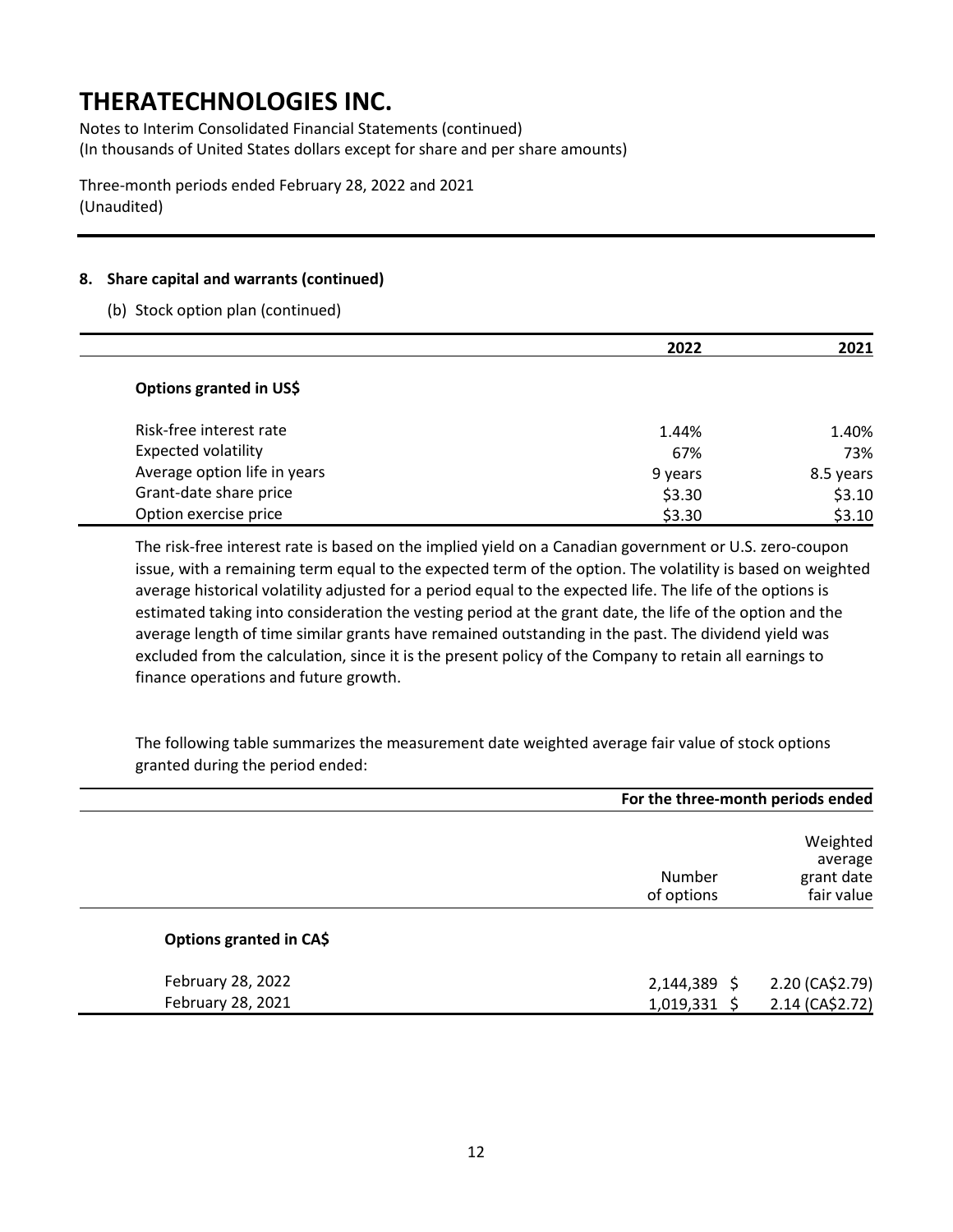# THERATECHNOLOGIES INC.

Notes to Interim Consolidated Financial Statements (continued)
(In thousands of United States dollars except for share and per share amounts)

Three-month periods ended February 28, 2022 and 2021
(Unaudited)

**8. Share capital and warrants (continued)**

(b) Stock option plan (continued)

| | 2022 | 2021 |
|---|---|---|
| **Options granted in US$** | | |
| Risk-free interest rate | 1.44% | 1.40% |
| Expected volatility | 67% | 73% |
| Average option life in years | 9 years | 8.5 years |
| Grant-date share price | $3.30 | $3.10 |
| Option exercise price | $3.30 | $3.10 |

The risk-free interest rate is based on the implied yield on a Canadian government or U.S. zero-coupon issue, with a remaining term equal to the expected term of the option. The volatility is based on weighted average historical volatility adjusted for a period equal to the expected life. The life of the options is estimated taking into consideration the vesting period at the grant date, the life of the option and the average length of time similar grants have remained outstanding in the past. The dividend yield was excluded from the calculation, since it is the present policy of the Company to retain all earnings to finance operations and future growth.

The following table summarizes the measurement date weighted average fair value of stock options granted during the period ended:

| | For the three-month periods ended | |
|---|---|---|
| | Number of options | Weighted average grant date fair value |
| **Options granted in CA$** | | |
| February 28, 2022 | 2,144,389 | $ 2.20 (CA$2.79) |
| February 28, 2021 | 1,019,331 | $ 2.14 (CA$2.72) |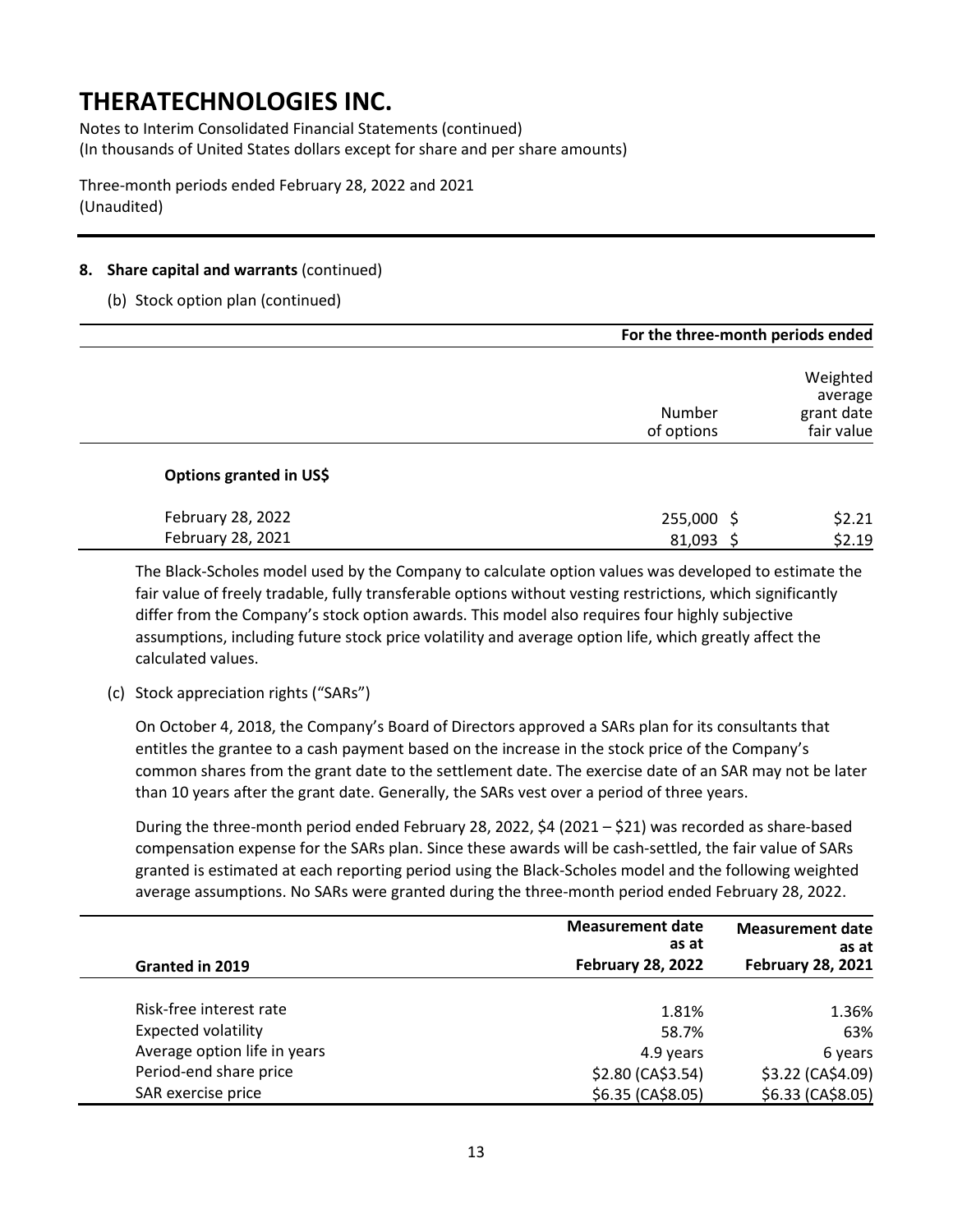# THERATECHNOLOGIES INC.

Notes to Interim Consolidated Financial Statements (continued)
(In thousands of United States dollars except for share and per share amounts)

Three-month periods ended February 28, 2022 and 2021
(Unaudited)

**8. Share capital and warrants** (continued)

(b) Stock option plan (continued)

| | For the three-month periods ended | |
|---|---|---|
| | Number of options | Weighted average grant date fair value |
| **Options granted in US$** | | |
| February 28, 2022 | 255,000 | $ $2.21 |
| February 28, 2021 | 81,093 | $ $2.19 |

The Black-Scholes model used by the Company to calculate option values was developed to estimate the fair value of freely tradable, fully transferable options without vesting restrictions, which significantly differ from the Company's stock option awards. This model also requires four highly subjective assumptions, including future stock price volatility and average option life, which greatly affect the calculated values.

(c) Stock appreciation rights ("SARs")

On October 4, 2018, the Company's Board of Directors approved a SARs plan for its consultants that entitles the grantee to a cash payment based on the increase in the stock price of the Company's common shares from the grant date to the settlement date. The exercise date of an SAR may not be later than 10 years after the grant date. Generally, the SARs vest over a period of three years.

During the three-month period ended February 28, 2022, $4 (2021 – $21) was recorded as share-based compensation expense for the SARs plan. Since these awards will be cash-settled, the fair value of SARs granted is estimated at each reporting period using the Black-Scholes model and the following weighted average assumptions. No SARs were granted during the three-month period ended February 28, 2022.

| Granted in 2019 | Measurement date as at February 28, 2022 | Measurement date as at February 28, 2021 |
|---|---|---|
| Risk-free interest rate | 1.81% | 1.36% |
| Expected volatility | 58.7% | 63% |
| Average option life in years | 4.9 years | 6 years |
| Period-end share price | $2.80 (CA$3.54) | $3.22 (CA$4.09) |
| SAR exercise price | $6.35 (CA$8.05) | $6.33 (CA$8.05) |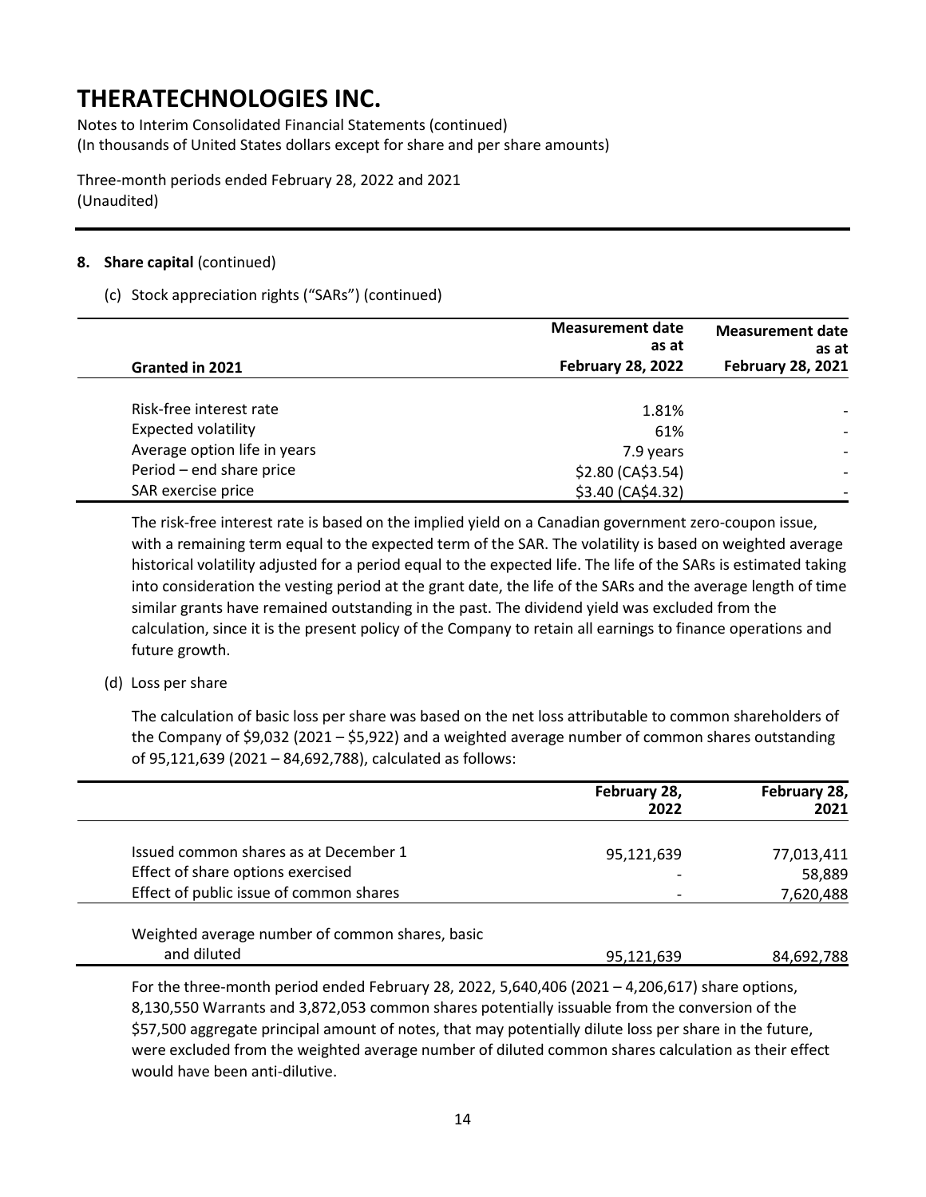# THERATECHNOLOGIES INC.

Notes to Interim Consolidated Financial Statements (continued)
(In thousands of United States dollars except for share and per share amounts)

Three-month periods ended February 28, 2022 and 2021
(Unaudited)

**8. Share capital** (continued)

(c) Stock appreciation rights ("SARs") (continued)

| Granted in 2021 | Measurement date as at February 28, 2022 | Measurement date as at February 28, 2021 |
|---|---|---|
| Risk-free interest rate | 1.81% | - |
| Expected volatility | 61% | - |
| Average option life in years | 7.9 years | - |
| Period – end share price | $2.80 (CA$3.54) | - |
| SAR exercise price | $3.40 (CA$4.32) | - |

The risk-free interest rate is based on the implied yield on a Canadian government zero-coupon issue, with a remaining term equal to the expected term of the SAR. The volatility is based on weighted average historical volatility adjusted for a period equal to the expected life. The life of the SARs is estimated taking into consideration the vesting period at the grant date, the life of the SARs and the average length of time similar grants have remained outstanding in the past. The dividend yield was excluded from the calculation, since it is the present policy of the Company to retain all earnings to finance operations and future growth.

(d) Loss per share

The calculation of basic loss per share was based on the net loss attributable to common shareholders of the Company of $9,032 (2021 – $5,922) and a weighted average number of common shares outstanding of 95,121,639 (2021 – 84,692,788), calculated as follows:

| | February 28, 2022 | February 28, 2021 |
|---|---|---|
| Issued common shares as at December 1 | 95,121,639 | 77,013,411 |
| Effect of share options exercised | - | 58,889 |
| Effect of public issue of common shares | - | 7,620,488 |
| Weighted average number of common shares, basic and diluted | 95,121,639 | 84,692,788 |

For the three-month period ended February 28, 2022, 5,640,406 (2021 – 4,206,617) share options, 8,130,550 Warrants and 3,872,053 common shares potentially issuable from the conversion of the $57,500 aggregate principal amount of notes, that may potentially dilute loss per share in the future, were excluded from the weighted average number of diluted common shares calculation as their effect would have been anti-dilutive.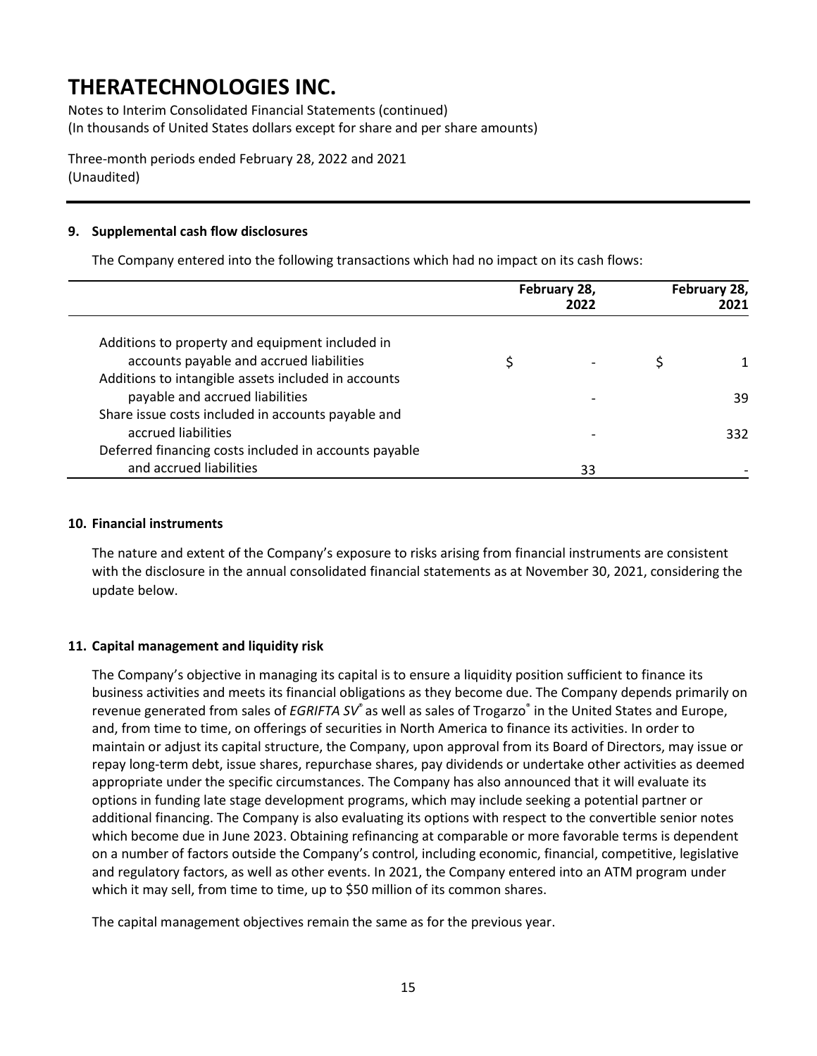# THERATECHNOLOGIES INC.

Notes to Interim Consolidated Financial Statements (continued)
(In thousands of United States dollars except for share and per share amounts)

Three-month periods ended February 28, 2022 and 2021
(Unaudited)

## 9. Supplemental cash flow disclosures

The Company entered into the following transactions which had no impact on its cash flows:

| | February 28, 2022 | February 28, 2021 |
|---|---|---|
| Additions to property and equipment included in accounts payable and accrued liabilities | $ - | $ 1 |
| Additions to intangible assets included in accounts payable and accrued liabilities | - | 39 |
| Share issue costs included in accounts payable and accrued liabilities | - | 332 |
| Deferred financing costs included in accounts payable and accrued liabilities | 33 | - |

## 10. Financial instruments

The nature and extent of the Company's exposure to risks arising from financial instruments are consistent with the disclosure in the annual consolidated financial statements as at November 30, 2021, considering the update below.

## 11. Capital management and liquidity risk

The Company's objective in managing its capital is to ensure a liquidity position sufficient to finance its business activities and meets its financial obligations as they become due. The Company depends primarily on revenue generated from sales of *EGRIFTA SV*® as well as sales of Trogarzo® in the United States and Europe, and, from time to time, on offerings of securities in North America to finance its activities. In order to maintain or adjust its capital structure, the Company, upon approval from its Board of Directors, may issue or repay long-term debt, issue shares, repurchase shares, pay dividends or undertake other activities as deemed appropriate under the specific circumstances. The Company has also announced that it will evaluate its options in funding late stage development programs, which may include seeking a potential partner or additional financing. The Company is also evaluating its options with respect to the convertible senior notes which become due in June 2023. Obtaining refinancing at comparable or more favorable terms is dependent on a number of factors outside the Company's control, including economic, financial, competitive, legislative and regulatory factors, as well as other events. In 2021, the Company entered into an ATM program under which it may sell, from time to time, up to $50 million of its common shares.

The capital management objectives remain the same as for the previous year.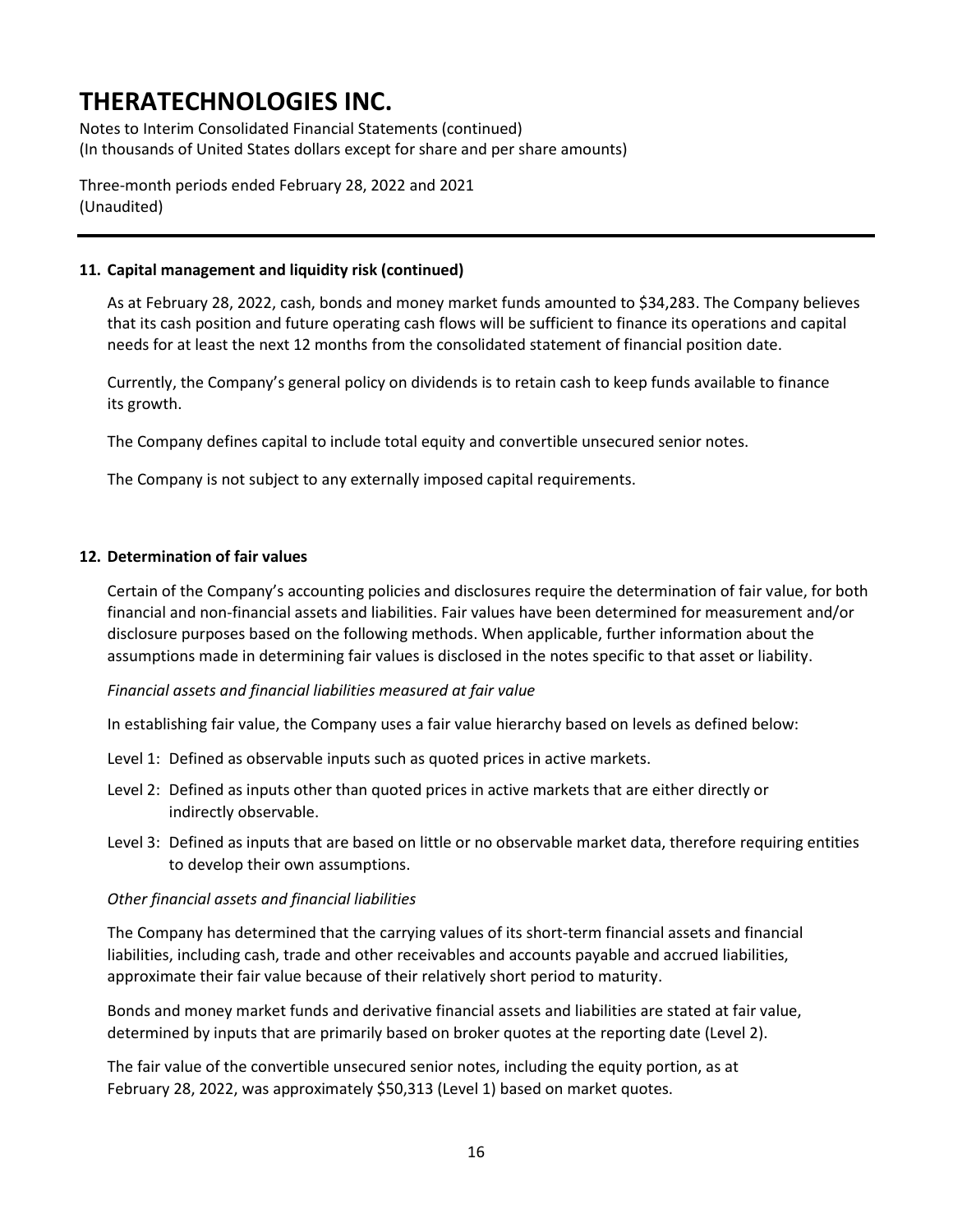## 11. Capital management and liquidity risk (continued)

As at February 28, 2022, cash, bonds and money market funds amounted to $34,283. The Company believes that its cash position and future operating cash flows will be sufficient to finance its operations and capital needs for at least the next 12 months from the consolidated statement of financial position date.

Currently, the Company's general policy on dividends is to retain cash to keep funds available to finance its growth.

The Company defines capital to include total equity and convertible unsecured senior notes.

The Company is not subject to any externally imposed capital requirements.

## 12. Determination of fair values

Certain of the Company's accounting policies and disclosures require the determination of fair value, for both financial and non-financial assets and liabilities. Fair values have been determined for measurement and/or disclosure purposes based on the following methods. When applicable, further information about the assumptions made in determining fair values is disclosed in the notes specific to that asset or liability.

*Financial assets and financial liabilities measured at fair value*

In establishing fair value, the Company uses a fair value hierarchy based on levels as defined below:

Level 1: Defined as observable inputs such as quoted prices in active markets.

Level 2: Defined as inputs other than quoted prices in active markets that are either directly or indirectly observable.

Level 3: Defined as inputs that are based on little or no observable market data, therefore requiring entities to develop their own assumptions.

*Other financial assets and financial liabilities*

The Company has determined that the carrying values of its short-term financial assets and financial liabilities, including cash, trade and other receivables and accounts payable and accrued liabilities, approximate their fair value because of their relatively short period to maturity.

Bonds and money market funds and derivative financial assets and liabilities are stated at fair value, determined by inputs that are primarily based on broker quotes at the reporting date (Level 2).

The fair value of the convertible unsecured senior notes, including the equity portion, as at February 28, 2022, was approximately $50,313 (Level 1) based on market quotes.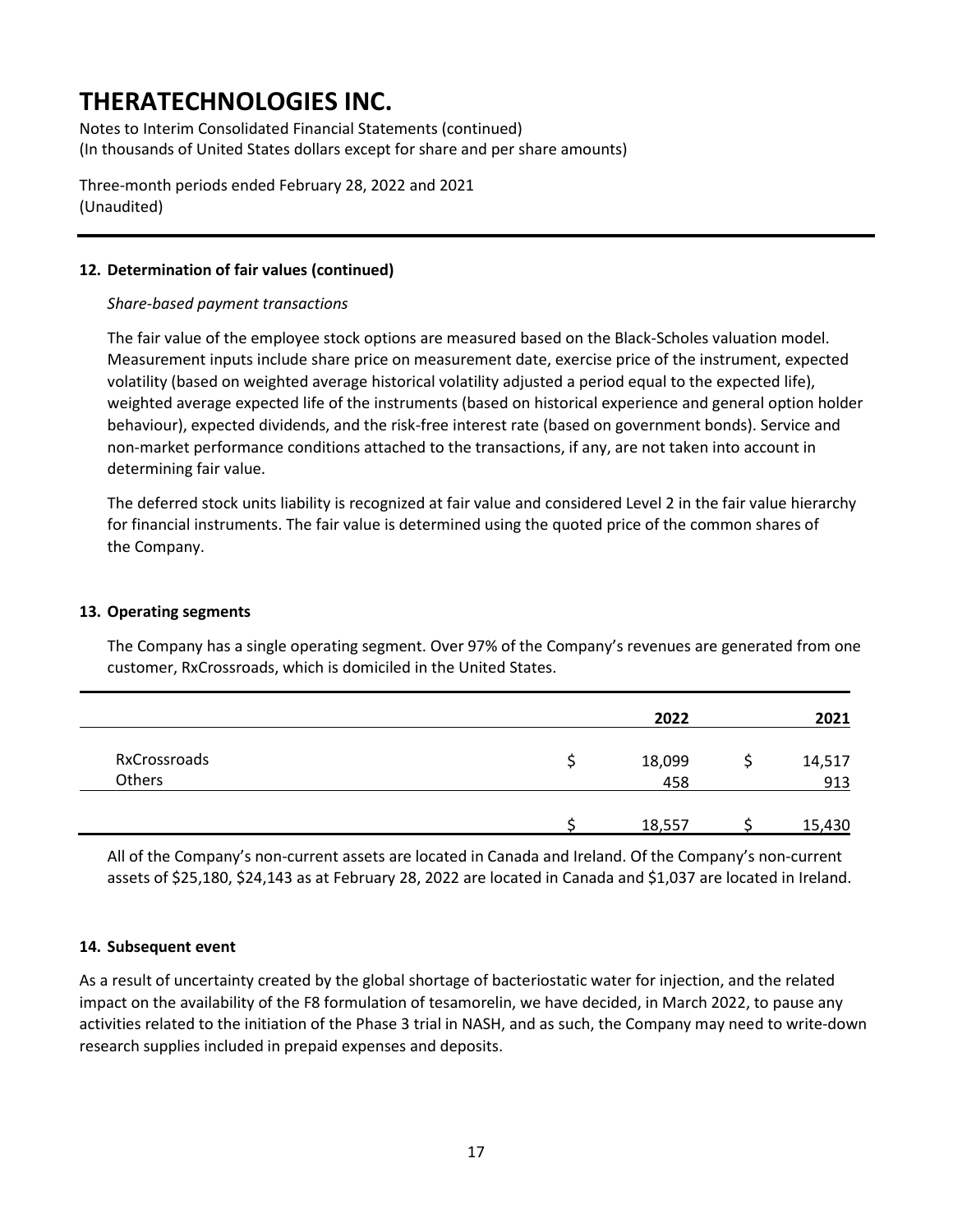# THERATECHNOLOGIES INC.

Notes to Interim Consolidated Financial Statements (continued)
(In thousands of United States dollars except for share and per share amounts)

Three-month periods ended February 28, 2022 and 2021
(Unaudited)

**12. Determination of fair values (continued)**

*Share-based payment transactions*

The fair value of the employee stock options are measured based on the Black-Scholes valuation model. Measurement inputs include share price on measurement date, exercise price of the instrument, expected volatility (based on weighted average historical volatility adjusted a period equal to the expected life), weighted average expected life of the instruments (based on historical experience and general option holder behaviour), expected dividends, and the risk-free interest rate (based on government bonds). Service and non-market performance conditions attached to the transactions, if any, are not taken into account in determining fair value.

The deferred stock units liability is recognized at fair value and considered Level 2 in the fair value hierarchy for financial instruments. The fair value is determined using the quoted price of the common shares of the Company.

**13. Operating segments**

The Company has a single operating segment. Over 97% of the Company's revenues are generated from one customer, RxCrossroads, which is domiciled in the United States.

| | 2022 | 2021 |
|---|---|---|
| RxCrossroads | $ 18,099 | $ 14,517 |
| Others | 458 | 913 |
| | $ 18,557 | $ 15,430 |

All of the Company's non-current assets are located in Canada and Ireland. Of the Company's non-current assets of $25,180, $24,143 as at February 28, 2022 are located in Canada and $1,037 are located in Ireland.

**14. Subsequent event**

As a result of uncertainty created by the global shortage of bacteriostatic water for injection, and the related impact on the availability of the F8 formulation of tesamorelin, we have decided, in March 2022, to pause any activities related to the initiation of the Phase 3 trial in NASH, and as such, the Company may need to write-down research supplies included in prepaid expenses and deposits.